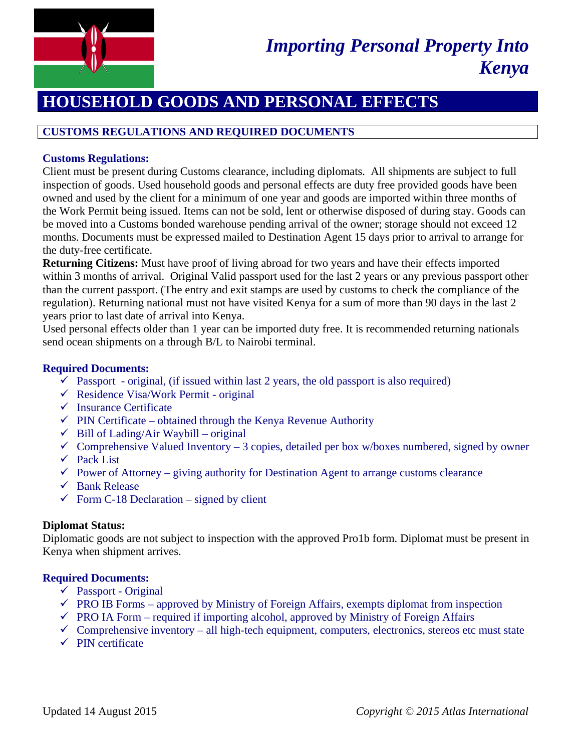# Importing Personal Property Into Kenya

## HOUSEHOLD GOODS AND PERSONAL EFFECTS

### CUSTOMS REGULATIONS AND REQUIRED DOCUMENTS

**Customs Regulations:**

Client must be present during Customs clearance, including diplomats. All shipments are subject to full inspection of goods. Used household goods and personal effects are duty free provided goods have been owned and used by the client for a minimum of one year and goods are imported within three months of the Work Permit being issued. Items can not be sold, lent or otherwise disposed of during stay. Goods can be moved into a Customs bonded warehouse pending arrival of the owner; storage should not exceed 12 months. Documents must be expressed mailed to Destination Agent 15 days prior to arrival to arrange for the duty-free certificate.

**Returning Citizens:** Must have proof of living abroad for two years and have their effects imported within 3 months of arrival. Original Valid passport used for the last 2 years or any previous passport other than the current passport. (The entry and exit stamps are used by customs to check the compliance of the regulation). Returning national must not have visited Kenya for a sum of more than 90 days in the last 2 years prior to last date of arrival into Kenya.

Used personal effects older than 1 year can be imported duty free. It is recommended returning nationals send ocean shipments on a through B/L to Nairobi terminal.

**Required Documents:**

- ✓ Passport - original, (if issued within last 2 years, the old passport is also required)
- ✓ Residence Visa/Work Permit - original
- ✓ Insurance Certificate
- ✓ PIN Certificate – obtained through the Kenya Revenue Authority
- ✓ Bill of Lading/Air Waybill – original
- ✓ Comprehensive Valued Inventory – 3 copies, detailed per box w/boxes numbered, signed by owner
- ✓ Pack List
- ✓ Power of Attorney – giving authority for Destination Agent to arrange customs clearance
- ✓ Bank Release
- ✓ Form C-18 Declaration – signed by client

**Diplomat Status:**

Diplomatic goods are not subject to inspection with the approved Pro1b form. Diplomat must be present in Kenya when shipment arrives.

**Required Documents:**

- ✓ Passport - Original
- ✓ PRO IB Forms – approved by Ministry of Foreign Affairs, exempts diplomat from inspection
- ✓ PRO IA Form – required if importing alcohol, approved by Ministry of Foreign Affairs
- ✓ Comprehensive inventory – all high-tech equipment, computers, electronics, stereos etc must state
- ✓ PIN certificate

Updated 14 August 2015

*Copyright © 2015 Atlas International*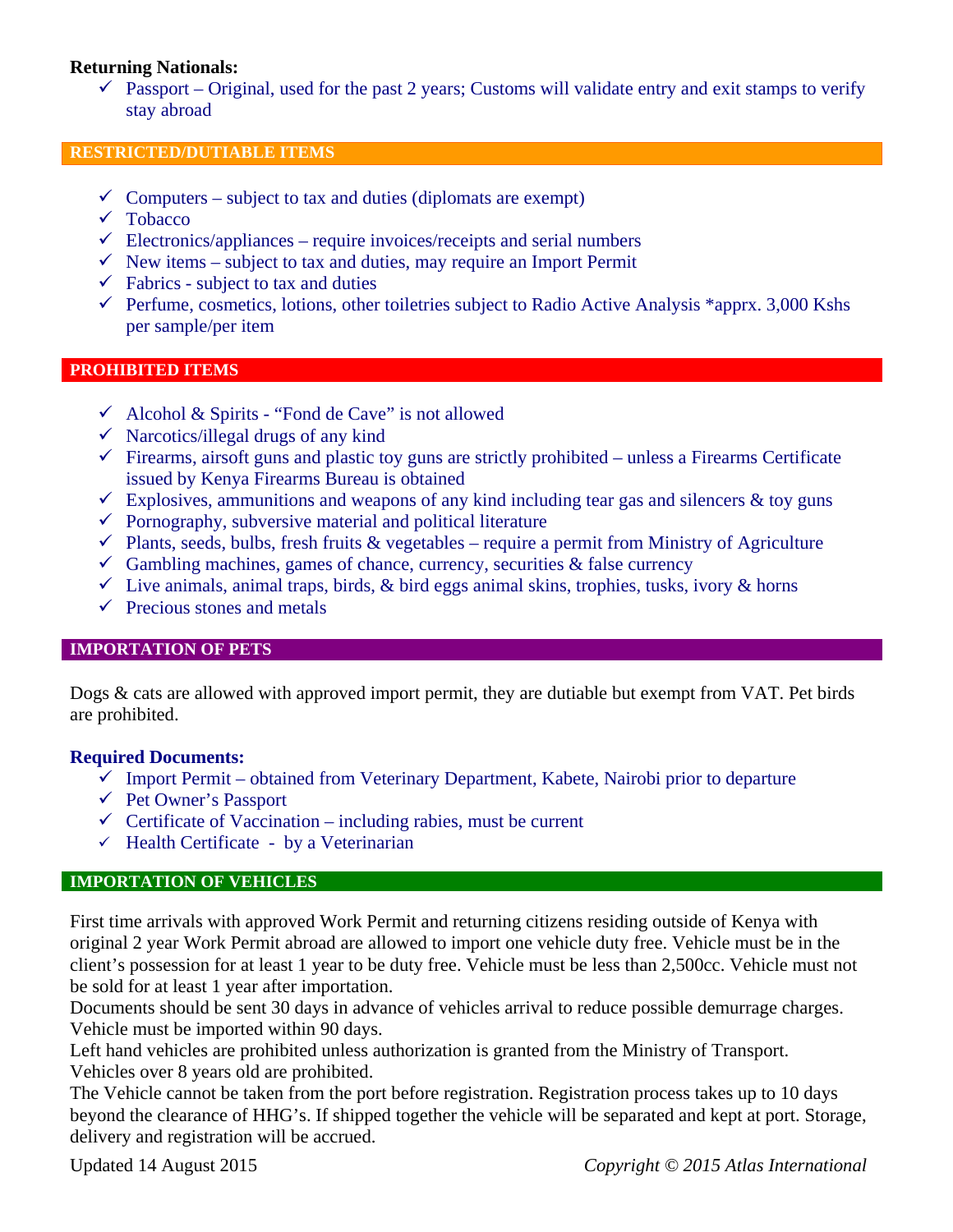**Returning Nationals:**

- ✓ Passport – Original, used for the past 2 years; Customs will validate entry and exit stamps to verify stay abroad

## RESTRICTED/DUTIABLE ITEMS

- ✓ Computers – subject to tax and duties (diplomats are exempt)
- ✓ Tobacco
- ✓ Electronics/appliances – require invoices/receipts and serial numbers
- ✓ New items – subject to tax and duties, may require an Import Permit
- ✓ Fabrics - subject to tax and duties
- ✓ Perfume, cosmetics, lotions, other toiletries subject to Radio Active Analysis *apprx. 3,000 Kshs per sample/per item

## PROHIBITED ITEMS

- ✓ Alcohol & Spirits - "Fond de Cave" is not allowed
- ✓ Narcotics/illegal drugs of any kind
- ✓ Firearms, airsoft guns and plastic toy guns are strictly prohibited – unless a Firearms Certificate issued by Kenya Firearms Bureau is obtained
- ✓ Explosives, ammunitions and weapons of any kind including tear gas and silencers & toy guns
- ✓ Pornography, subversive material and political literature
- ✓ Plants, seeds, bulbs, fresh fruits & vegetables – require a permit from Ministry of Agriculture
- ✓ Gambling machines, games of chance, currency, securities & false currency
- ✓ Live animals, animal traps, birds, & bird eggs animal skins, trophies, tusks, ivory & horns
- ✓ Precious stones and metals

## IMPORTATION OF PETS

Dogs & cats are allowed with approved import permit, they are dutiable but exempt from VAT. Pet birds are prohibited.

**Required Documents:**

- ✓ Import Permit – obtained from Veterinary Department, Kabete, Nairobi prior to departure
- ✓ Pet Owner's Passport
- ✓ Certificate of Vaccination – including rabies, must be current
- ✓ Health Certificate - by a Veterinarian

## IMPORTATION OF VEHICLES

First time arrivals with approved Work Permit and returning citizens residing outside of Kenya with original 2 year Work Permit abroad are allowed to import one vehicle duty free. Vehicle must be in the client's possession for at least 1 year to be duty free. Vehicle must be less than 2,500cc. Vehicle must not be sold for at least 1 year after importation.

Documents should be sent 30 days in advance of vehicles arrival to reduce possible demurrage charges. Vehicle must be imported within 90 days.

Left hand vehicles are prohibited unless authorization is granted from the Ministry of Transport.

Vehicles over 8 years old are prohibited.

The Vehicle cannot be taken from the port before registration. Registration process takes up to 10 days beyond the clearance of HHG's. If shipped together the vehicle will be separated and kept at port. Storage, delivery and registration will be accrued.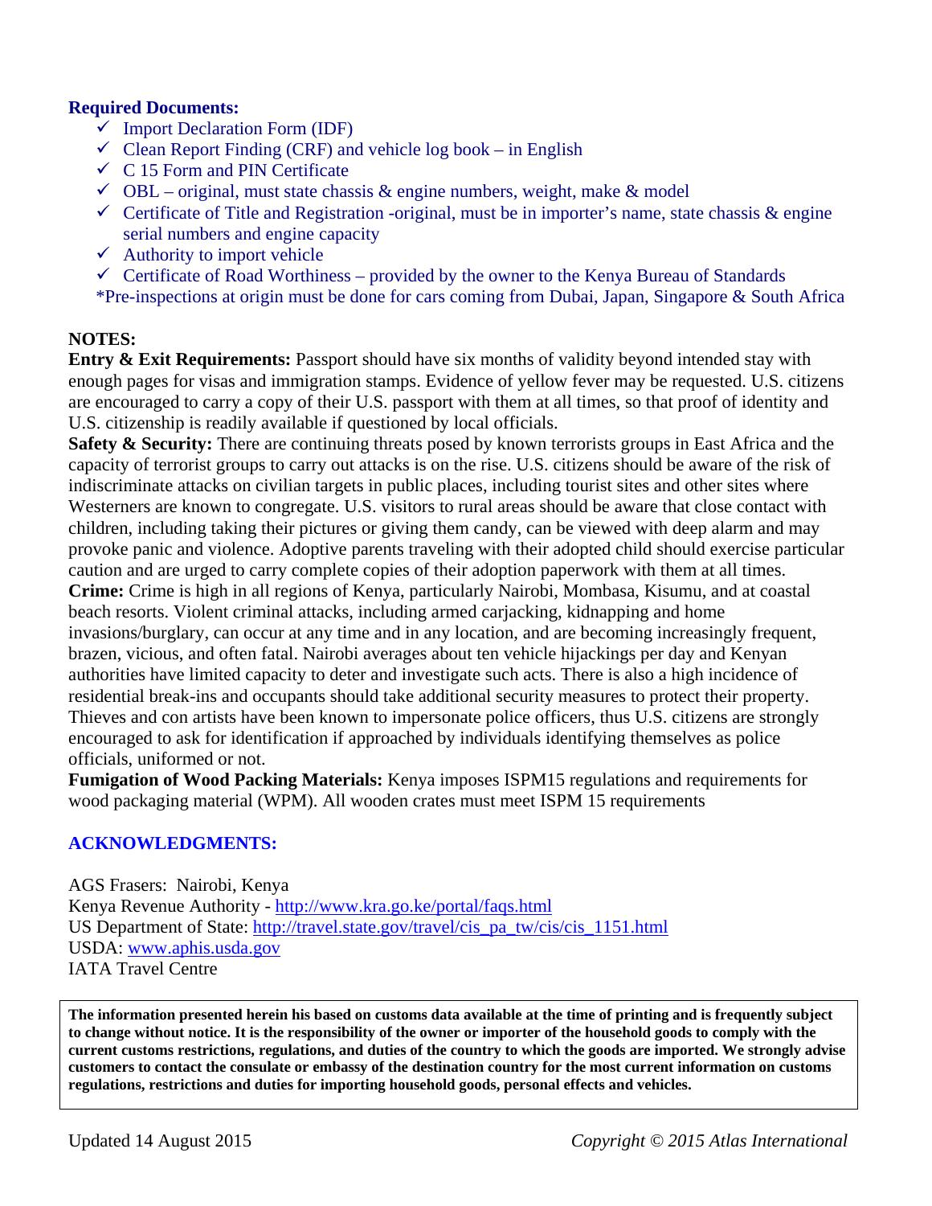**Required Documents:**

- ✓ Import Declaration Form (IDF)
- ✓ Clean Report Finding (CRF) and vehicle log book – in English
- ✓ C 15 Form and PIN Certificate
- ✓ OBL – original, must state chassis & engine numbers, weight, make & model
- ✓ Certificate of Title and Registration -original, must be in importer's name, state chassis & engine serial numbers and engine capacity
- ✓ Authority to import vehicle
- ✓ Certificate of Road Worthiness – provided by the owner to the Kenya Bureau of Standards

*Pre-inspections at origin must be done for cars coming from Dubai, Japan, Singapore & South Africa

**NOTES:**

**Entry & Exit Requirements:** Passport should have six months of validity beyond intended stay with enough pages for visas and immigration stamps. Evidence of yellow fever may be requested. U.S. citizens are encouraged to carry a copy of their U.S. passport with them at all times, so that proof of identity and U.S. citizenship is readily available if questioned by local officials.

**Safety & Security:** There are continuing threats posed by known terrorists groups in East Africa and the capacity of terrorist groups to carry out attacks is on the rise. U.S. citizens should be aware of the risk of indiscriminate attacks on civilian targets in public places, including tourist sites and other sites where Westerners are known to congregate. U.S. visitors to rural areas should be aware that close contact with children, including taking their pictures or giving them candy, can be viewed with deep alarm and may provoke panic and violence. Adoptive parents traveling with their adopted child should exercise particular caution and are urged to carry complete copies of their adoption paperwork with them at all times.

**Crime:** Crime is high in all regions of Kenya, particularly Nairobi, Mombasa, Kisumu, and at coastal beach resorts. Violent criminal attacks, including armed carjacking, kidnapping and home invasions/burglary, can occur at any time and in any location, and are becoming increasingly frequent, brazen, vicious, and often fatal. Nairobi averages about ten vehicle hijackings per day and Kenyan authorities have limited capacity to deter and investigate such acts. There is also a high incidence of residential break-ins and occupants should take additional security measures to protect their property. Thieves and con artists have been known to impersonate police officers, thus U.S. citizens are strongly encouraged to ask for identification if approached by individuals identifying themselves as police officials, uniformed or not.

**Fumigation of Wood Packing Materials:** Kenya imposes ISPM15 regulations and requirements for wood packaging material (WPM). All wooden crates must meet ISPM 15 requirements

**ACKNOWLEDGMENTS:**

AGS Frasers: Nairobi, Kenya
Kenya Revenue Authority - http://www.kra.go.ke/portal/faqs.html
US Department of State: http://travel.state.gov/travel/cis_pa_tw/cis/cis_1151.html
USDA: www.aphis.usda.gov
IATA Travel Centre

**The information presented herein his based on customs data available at the time of printing and is frequently subject to change without notice. It is the responsibility of the owner or importer of the household goods to comply with the current customs restrictions, regulations, and duties of the country to which the goods are imported. We strongly advise customers to contact the consulate or embassy of the destination country for the most current information on customs regulations, restrictions and duties for importing household goods, personal effects and vehicles.**

Updated 14 August 2015 *Copyright © 2015 Atlas International*